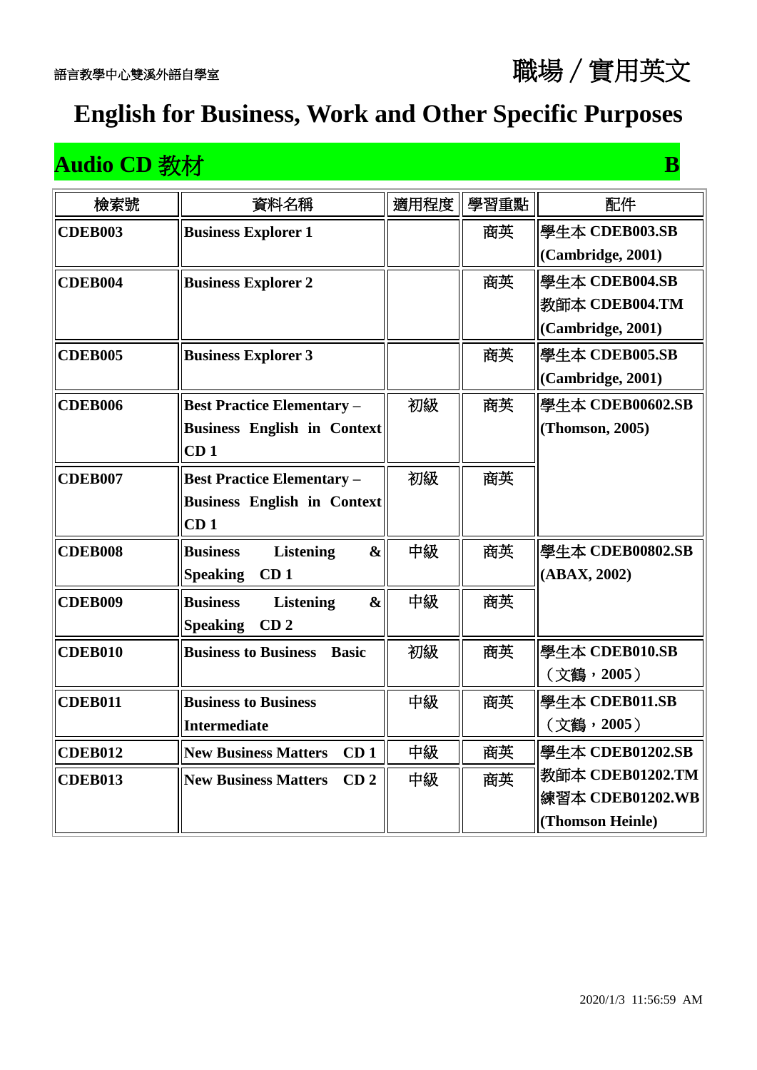語言教學中心雙溪外語自學室

# 職場／實用英文

# English for Business, Work and Other Specific Purposes

## Audio CD 教材 B

| 檢索號 | 資料名稱 | 適用程度 | 學習重點 | 配件 |
|---|---|---|---|---|
| **CDEB003** | **Business Explorer 1** | | 商英 | 學生本 **CDEB003.SB (Cambridge, 2001)** |
| **CDEB004** | **Business Explorer 2** | | 商英 | 學生本 **CDEB004.SB** 教師本 **CDEB004.TM (Cambridge, 2001)** |
| **CDEB005** | **Business Explorer 3** | | 商英 | 學生本 **CDEB005.SB (Cambridge, 2001)** |
| **CDEB006** | **Best Practice Elementary – Business English in Context CD 1** | 初級 | 商英 | 學生本 **CDEB00602.SB (Thomson, 2005)** |
| **CDEB007** | **Best Practice Elementary – Business English in Context CD 1** | 初級 | 商英 | |
| **CDEB008** | **Business Listening & Speaking CD 1** | 中級 | 商英 | 學生本 **CDEB00802.SB (ABAX, 2002)** |
| **CDEB009** | **Business Listening & Speaking CD 2** | 中級 | 商英 | |
| **CDEB010** | **Business to Business Basic** | 初級 | 商英 | 學生本 **CDEB010.SB** （文鶴，**2005**） |
| **CDEB011** | **Business to Business Intermediate** | 中級 | 商英 | 學生本 **CDEB011.SB** （文鶴，**2005**） |
| **CDEB012** | **New Business Matters CD 1** | 中級 | 商英 | 學生本 **CDEB01202.SB** 教師本 **CDEB01202.TM** 練習本 **CDEB01202.WB (Thomson Heinle)** |
| **CDEB013** | **New Business Matters CD 2** | 中級 | 商英 | |

2020/1/3 11:56:59 AM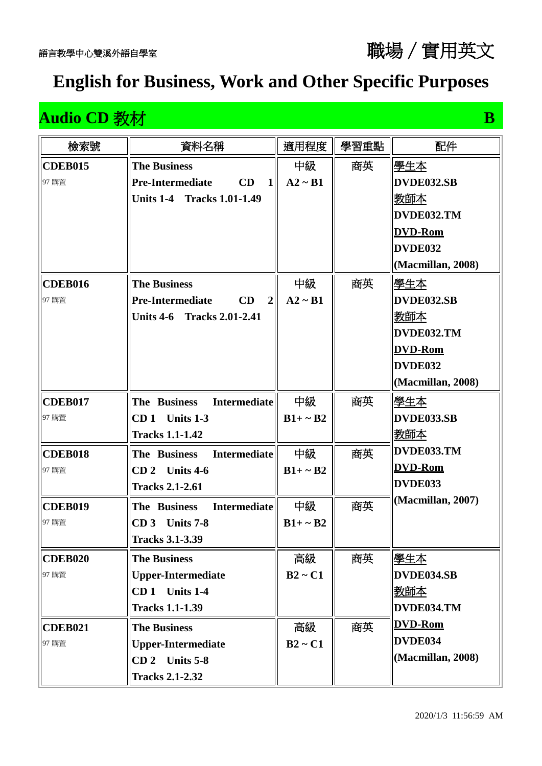語言教學中心雙溪外語自學室

職場 / 實用英文

# English for Business, Work and Other Specific Purposes

## Audio CD 教材　B

| 檢索號 | 資料名稱 | 適用程度 | 學習重點 | 配件 |
|---|---|---|---|---|
| **CDEB015**<br>97 購置 | **The Business**<br>**Pre-Intermediate CD 1**<br>**Units 1-4 Tracks 1.01-1.49** | 中級<br>**A2 ~ B1** | 商英 | 學生本<br>**DVDE032.SB**<br>教師本<br>**DVDE032.TM**<br>**DVD-Rom**<br>**DVDE032**<br>**(Macmillan, 2008)** |
| **CDEB016**<br>97 購置 | **The Business**<br>**Pre-Intermediate CD 2**<br>**Units 4-6 Tracks 2.01-2.41** | 中級<br>**A2 ~ B1** | 商英 | 學生本<br>**DVDE032.SB**<br>教師本<br>**DVDE032.TM**<br>**DVD-Rom**<br>**DVDE032**<br>**(Macmillan, 2008)** |
| **CDEB017**<br>97 購置 | **The Business Intermediate**<br>**CD 1 Units 1-3**<br>**Tracks 1.1-1.42** | 中級<br>**B1+ ~ B2** | 商英 | 學生本<br>**DVDE033.SB**<br>教師本<br>**DVDE033.TM**<br>**DVD-Rom**<br>**DVDE033**<br>**(Macmillan, 2007)** |
| **CDEB018**<br>97 購置 | **The Business Intermediate**<br>**CD 2 Units 4-6**<br>**Tracks 2.1-2.61** | 中級<br>**B1+ ~ B2** | 商英 | |
| **CDEB019**<br>97 購置 | **The Business Intermediate**<br>**CD 3 Units 7-8**<br>**Tracks 3.1-3.39** | 中級<br>**B1+ ~ B2** | 商英 | |
| **CDEB020**<br>97 購置 | **The Business**<br>**Upper-Intermediate**<br>**CD 1 Units 1-4**<br>**Tracks 1.1-1.39** | 高級<br>**B2 ~ C1** | 商英 | 學生本<br>**DVDE034.SB**<br>教師本<br>**DVDE034.TM**<br>**DVD-Rom**<br>**DVDE034**<br>**(Macmillan, 2008)** |
| **CDEB021**<br>97 購置 | **The Business**<br>**Upper-Intermediate**<br>**CD 2 Units 5-8**<br>**Tracks 2.1-2.32** | 高級<br>**B2 ~ C1** | 商英 | |

2020/1/3 11:56:59 AM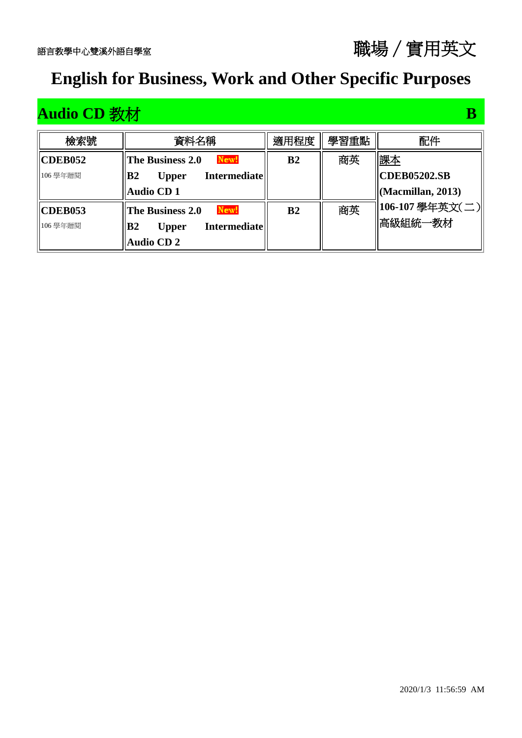語言教學中心雙溪外語自學室

職場／實用英文

# English for Business, Work and Other Specific Purposes

## Audio CD 教材 B

| 檢索號 | 資料名稱 | 適用程度 | 學習重點 | 配件 |
|---|---|---|---|---|
| **CDEB052**<br>106 學年贈閱 | **The Business 2.0** New!<br>**B2 Upper Intermediate Audio CD 1** | **B2** | 商英 | 課本<br>**CDEB05202.SB (Macmillan, 2013)**<br>**106-107** 學年英文(二)高級組統一教材 |
| **CDEB053**<br>106 學年贈閱 | **The Business 2.0** New!<br>**B2 Upper Intermediate Audio CD 2** | **B2** | 商英 | |

2020/1/3 11:56:59 AM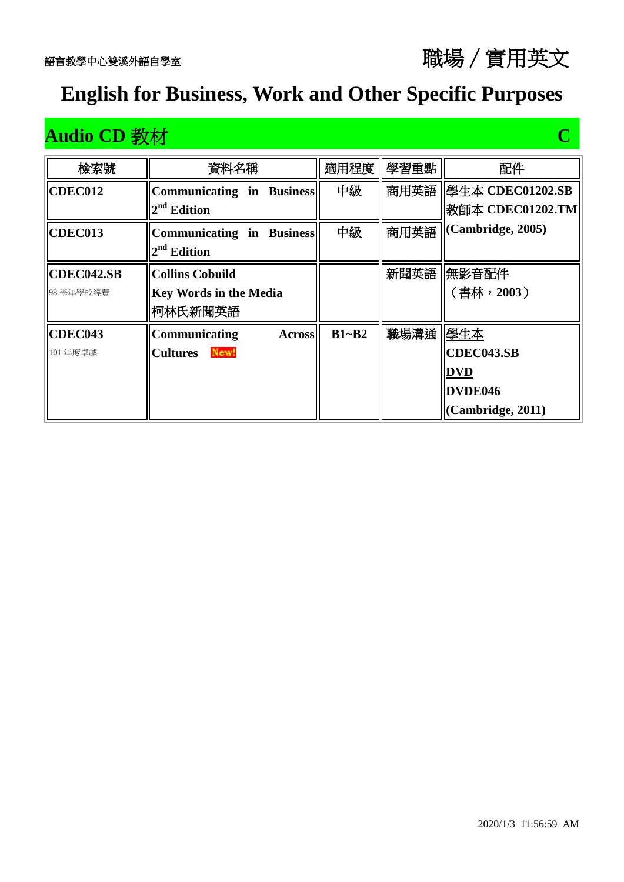語言教學中心雙溪外語自學室

# 職場／實用英文

# English for Business, Work and Other Specific Purposes

## Audio CD 教材 C

| 檢索號 | 資料名稱 | 適用程度 | 學習重點 | 配件 |
|---|---|---|---|---|
| **CDEC012** | **Communicating in Business 2nd Edition** | 中級 | 商用英語 | 學生本 **CDEC01202.SB** 教師本 **CDEC01202.TM** **(Cambridge, 2005)** |
| **CDEC013** | **Communicating in Business 2nd Edition** | 中級 | 商用英語 | |
| **CDEC042.SB** 98 學年學校經費 | **Collins Cobuild Key Words in the Media** 柯林氏新聞英語 | | 新聞英語 | 無影音配件（書林，**2003**） |
| **CDEC043** 101 年度卓越 | **Communicating Across Cultures** New! | **B1~B2** | 職場溝通 | 學生本 **CDEC043.SB** **DVD** **DVDE046** **(Cambridge, 2011)** |

2020/1/3 11:56:59 AM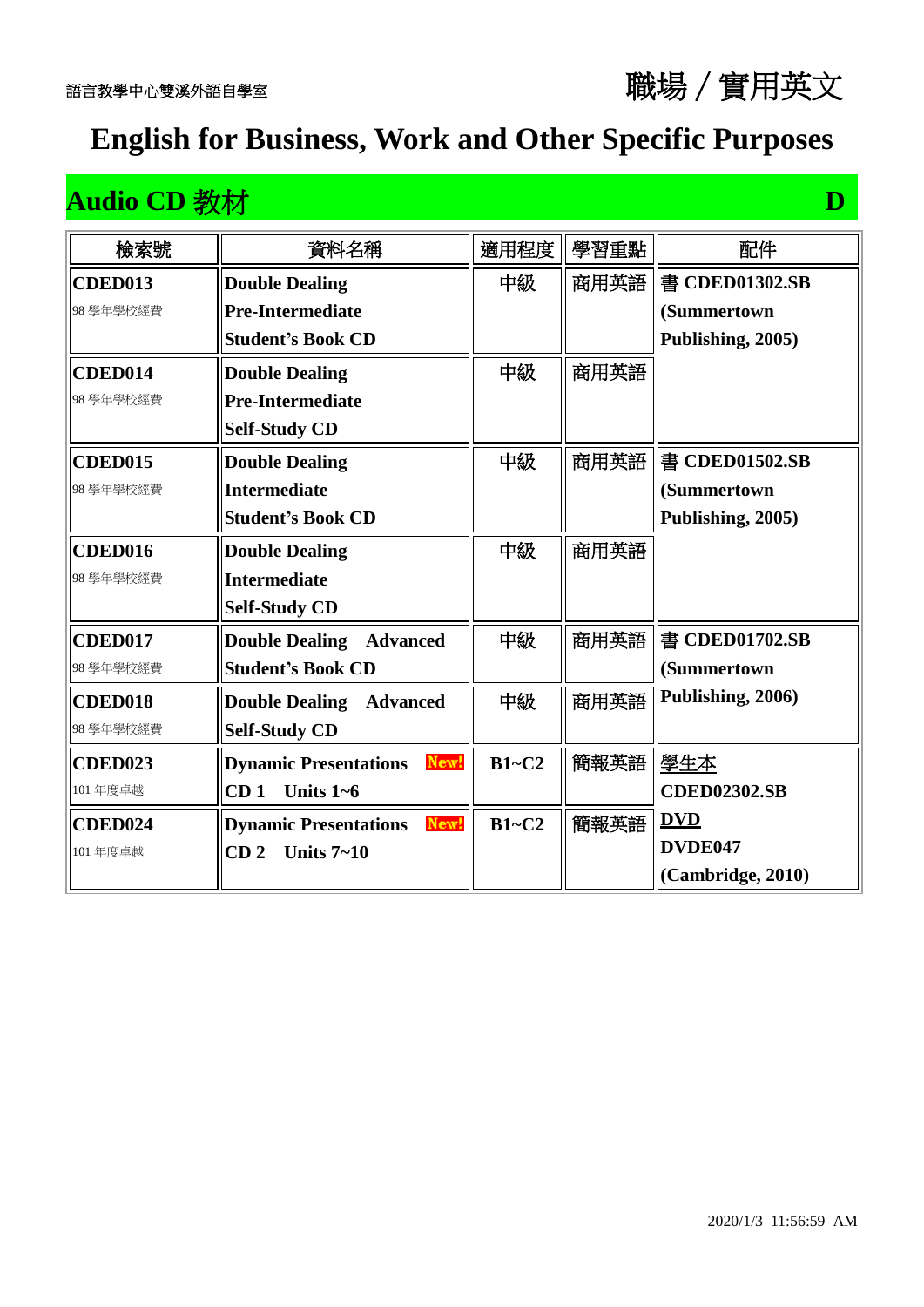語言教學中心雙溪外語自學室

# 職場／實用英文

# English for Business, Work and Other Specific Purposes

## Audio CD 教材 D

| 檢索號 | 資料名稱 | 適用程度 | 學習重點 | 配件 |
|---|---|---|---|---|
| **CDED013**<br>98 學年學校經費 | **Double Dealing Pre-Intermediate Student's Book CD** | 中級 | 商用英語 | 書 **CDED01302.SB (Summertown Publishing, 2005)** |
| **CDED014**<br>98 學年學校經費 | **Double Dealing Pre-Intermediate Self-Study CD** | 中級 | 商用英語 | |
| **CDED015**<br>98 學年學校經費 | **Double Dealing Intermediate Student's Book CD** | 中級 | 商用英語 | 書 **CDED01502.SB (Summertown Publishing, 2005)** |
| **CDED016**<br>98 學年學校經費 | **Double Dealing Intermediate Self-Study CD** | 中級 | 商用英語 | |
| **CDED017**<br>98 學年學校經費 | **Double Dealing Advanced Student's Book CD** | 中級 | 商用英語 | 書 **CDED01702.SB (Summertown Publishing, 2006)** |
| **CDED018**<br>98 學年學校經費 | **Double Dealing Advanced Self-Study CD** | 中級 | 商用英語 | |
| **CDED023**<br>101 年度卓越 | **Dynamic Presentations** New! **CD 1 Units 1~6** | **B1~C2** | 簡報英語 | 學生本 **CDED02302.SB** **DVD DVDE047 (Cambridge, 2010)** |
| **CDED024**<br>101 年度卓越 | **Dynamic Presentations** New! **CD 2 Units 7~10** | **B1~C2** | 簡報英語 | |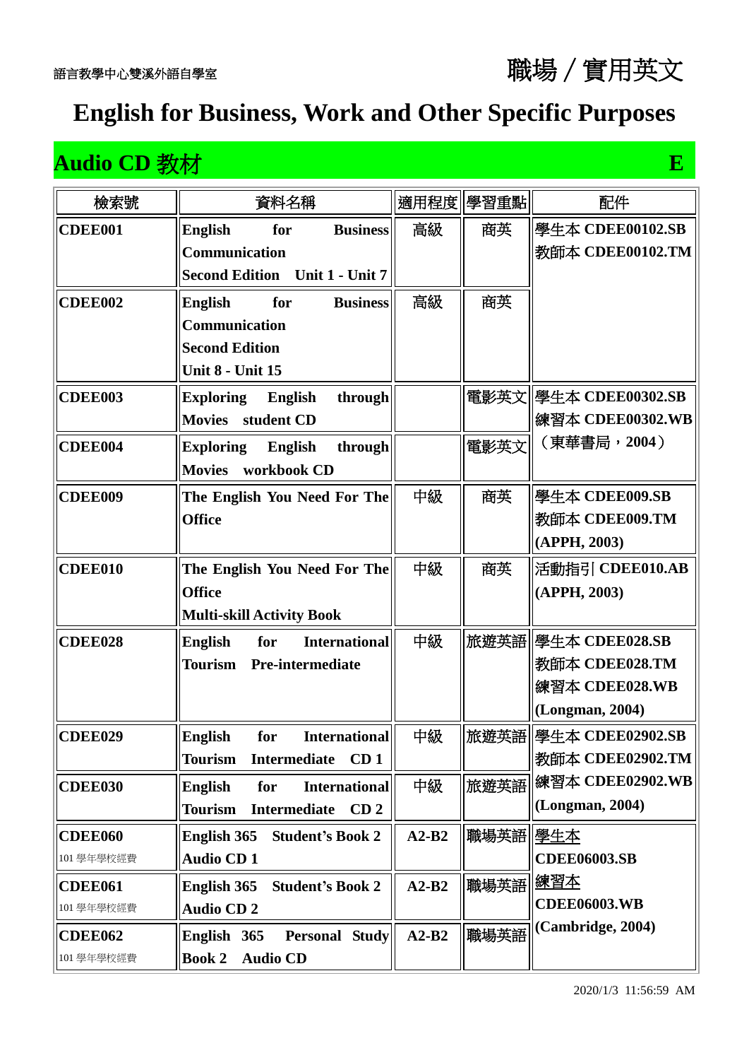語言教學中心雙溪外語自學室

# 職場／實用英文

# English for Business, Work and Other Specific Purposes

## Audio CD 教材 E

| 檢索號 | 資料名稱 | 適用程度 | 學習重點 | 配件 |
|---|---|---|---|---|
| **CDEE001** | **English for Business Communication Second Edition Unit 1 - Unit 7** | 高級 | 商英 | 學生本 **CDEE00102.SB** 教師本 **CDEE00102.TM** |
| **CDEE002** | **English for Business Communication Second Edition Unit 8 - Unit 15** | 高級 | 商英 | |
| **CDEE003** | **Exploring English through Movies student CD** | | 電影英文 | 學生本 **CDEE00302.SB** 練習本 **CDEE00302.WB** （東華書局，**2004**） |
| **CDEE004** | **Exploring English through Movies workbook CD** | | 電影英文 | |
| **CDEE009** | **The English You Need For The Office** | 中級 | 商英 | 學生本 **CDEE009.SB** 教師本 **CDEE009.TM** **(APPH, 2003)** |
| **CDEE010** | **The English You Need For The Office Multi-skill Activity Book** | 中級 | 商英 | 活動指引 **CDEE010.AB** **(APPH, 2003)** |
| **CDEE028** | **English for International Tourism Pre-intermediate** | 中級 | 旅遊英語 | 學生本 **CDEE028.SB** 教師本 **CDEE028.TM** 練習本 **CDEE028.WB** **(Longman, 2004)** |
| **CDEE029** | **English for International Tourism Intermediate CD 1** | 中級 | 旅遊英語 | 學生本 **CDEE02902.SB** 教師本 **CDEE02902.TM** 練習本 **CDEE02902.WB** **(Longman, 2004)** |
| **CDEE030** | **English for International Tourism Intermediate CD 2** | 中級 | 旅遊英語 | |
| **CDEE060** 101 學年學校經費 | **English 365 Student's Book 2 Audio CD 1** | **A2-B2** | 職場英語 | 學生本 **CDEE06003.SB** 練習本 **CDEE06003.WB** **(Cambridge, 2004)** |
| **CDEE061** 101 學年學校經費 | **English 365 Student's Book 2 Audio CD 2** | **A2-B2** | 職場英語 | |
| **CDEE062** 101 學年學校經費 | **English 365 Personal Study Book 2 Audio CD** | **A2-B2** | 職場英語 | |

2020/1/3 11:56:59 AM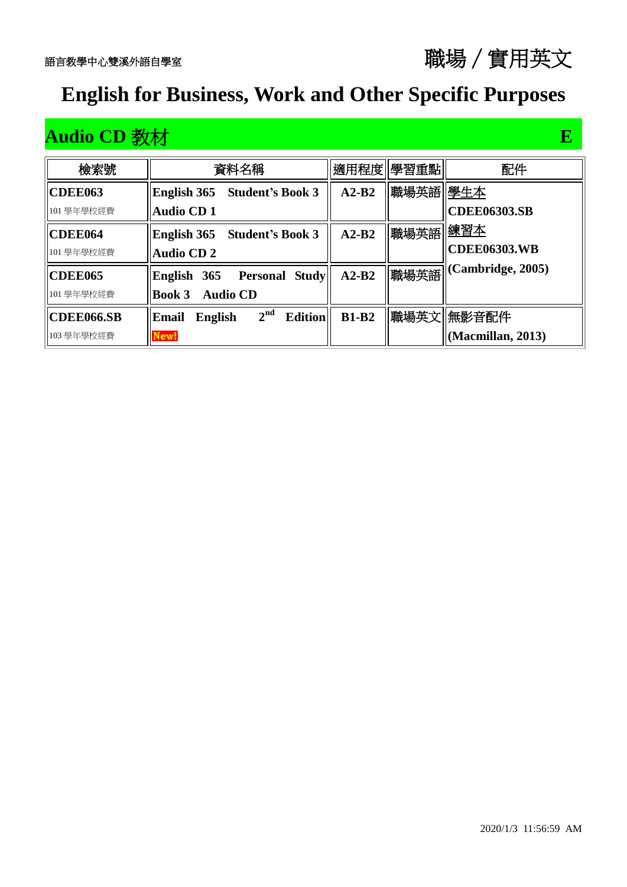語言教學中心雙溪外語自學室

# 職場／實用英文

# English for Business, Work and Other Specific Purposes

## Audio CD 教材 E

| 檢索號 | 資料名稱 | 適用程度 | 學習重點 | 配件 |
|---|---|---|---|---|
| **CDEE063**<br>101 學年學校經費 | **English 365 Student's Book 3 Audio CD 1** | **A2-B2** | 職場英語 | 學生本<br>**CDEE06303.SB**<br>練習本<br>**CDEE06303.WB**<br>**(Cambridge, 2005)** |
| **CDEE064**<br>101 學年學校經費 | **English 365 Student's Book 3 Audio CD 2** | **A2-B2** | 職場英語 | |
| **CDEE065**<br>101 學年學校經費 | **English 365 Personal Study Book 3 Audio CD** | **A2-B2** | 職場英語 | |
| **CDEE066.SB**<br>103 學年學校經費 | **Email English $2^{nd}$ Edition**<br>New! | **B1-B2** | 職場英文 | 無影音配件<br>**(Macmillan, 2013)** |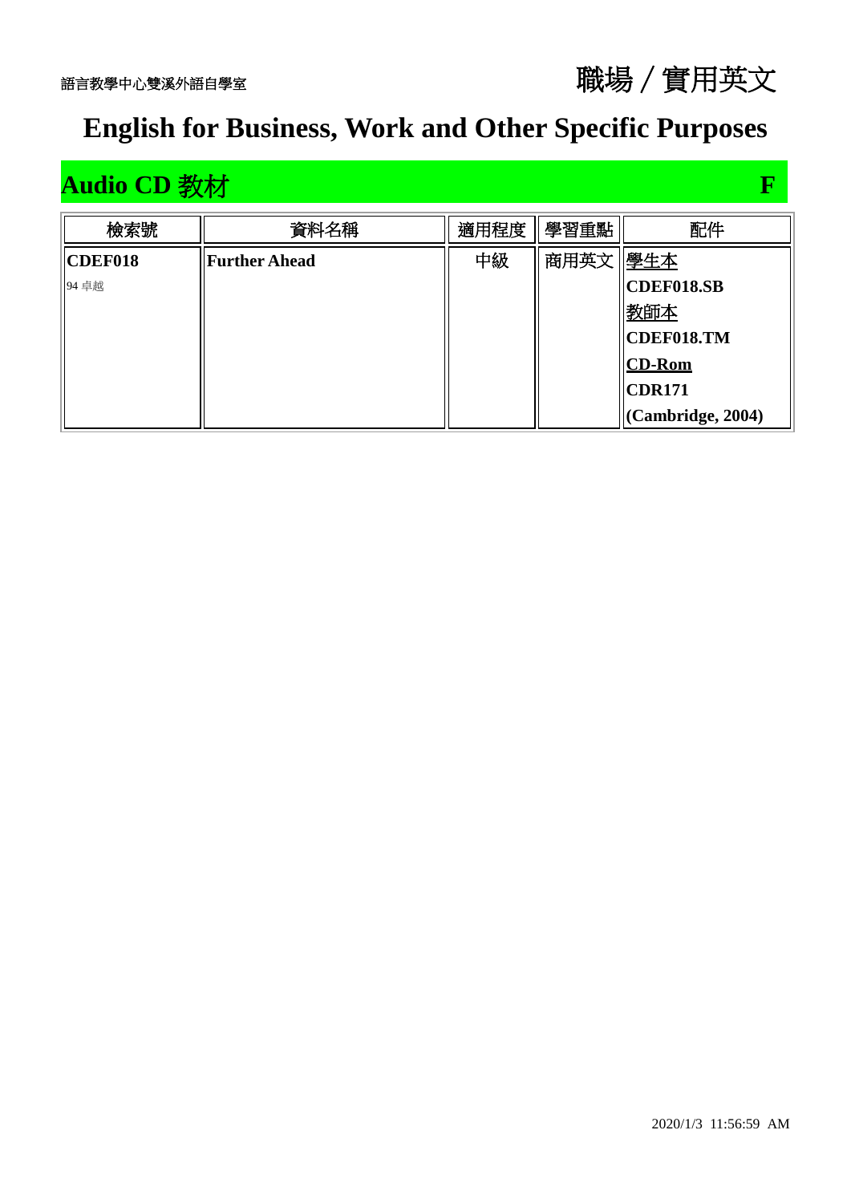語言教學中心雙溪外語自學室

# 職場／實用英文

# English for Business, Work and Other Specific Purposes

## Audio CD 教材 F

| 檢索號 | 資料名稱 | 適用程度 | 學習重點 | 配件 |
| --- | --- | --- | --- | --- |
| **CDEF018**<br>94 卓越 | **Further Ahead** | 中級 | 商用英文 | 學生本<br>**CDEF018.SB**<br>教師本<br>**CDEF018.TM**<br>**CD-Rom**<br>**CDR171**<br>**(Cambridge, 2004)** |

2020/1/3 11:56:59 AM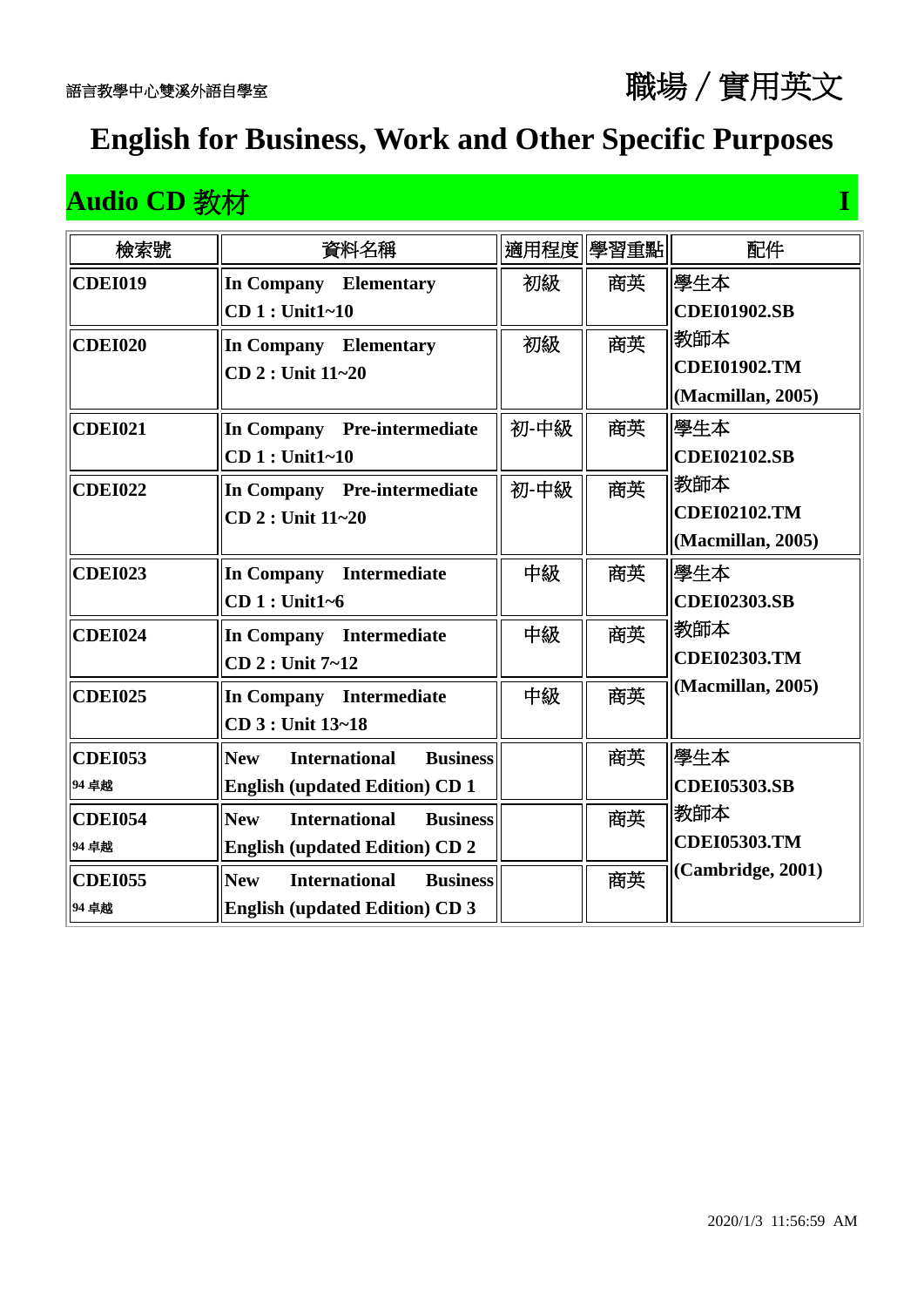語言教學中心雙溪外語自學室

# 職場／實用英文

# English for Business, Work and Other Specific Purposes

## Audio CD 教材 I

| 檢索號 | 資料名稱 | 適用程度 | 學習重點 | 配件 |
|---|---|---|---|---|
| **CDEI019** | **In Company Elementary CD 1 : Unit1~10** | 初級 | 商英 | 學生本 **CDEI01902.SB** 教師本 **CDEI01902.TM** **(Macmillan, 2005)** |
| **CDEI020** | **In Company Elementary CD 2 : Unit 11~20** | 初級 | 商英 | |
| **CDEI021** | **In Company Pre-intermediate CD 1 : Unit1~10** | 初-中級 | 商英 | 學生本 **CDEI02102.SB** 教師本 **CDEI02102.TM** **(Macmillan, 2005)** |
| **CDEI022** | **In Company Pre-intermediate CD 2 : Unit 11~20** | 初-中級 | 商英 | |
| **CDEI023** | **In Company Intermediate CD 1 : Unit1~6** | 中級 | 商英 | 學生本 **CDEI02303.SB** 教師本 **CDEI02303.TM** **(Macmillan, 2005)** |
| **CDEI024** | **In Company Intermediate CD 2 : Unit 7~12** | 中級 | 商英 | |
| **CDEI025** | **In Company Intermediate CD 3 : Unit 13~18** | 中級 | 商英 | |
| **CDEI053** **94 卓越** | **New International Business English (updated Edition) CD 1** | | 商英 | 學生本 **CDEI05303.SB** 教師本 **CDEI05303.TM** **(Cambridge, 2001)** |
| **CDEI054** **94 卓越** | **New International Business English (updated Edition) CD 2** | | 商英 | |
| **CDEI055** **94 卓越** | **New International Business English (updated Edition) CD 3** | | 商英 | |

2020/1/3 11:56:59 AM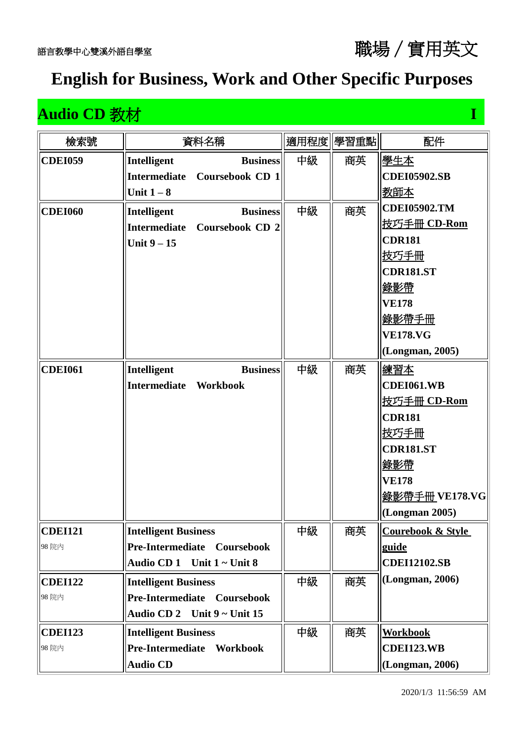語言教學中心雙溪外語自學室

# 職場／實用英文

# English for Business, Work and Other Specific Purposes

## Audio CD 教材 I

| 檢索號 | 資料名稱 | 適用程度 | 學習重點 | 配件 |
|---|---|---|---|---|
| **CDEI059** | **Intelligent Business Intermediate Coursebook CD 1 Unit 1 – 8** | 中級 | 商英 | 學生本 **CDEI05902.SB** 教師本 **CDEI05902.TM** 技巧手冊 CD-Rom **CDR181** 技巧手冊 **CDR181.ST** 錄影帶 **VE178** 錄影帶手冊 **VE178.VG** **(Longman, 2005)** |
| **CDEI060** | **Intelligent Business Intermediate Coursebook CD 2 Unit 9 – 15** | 中級 | 商英 | |
| **CDEI061** | **Intelligent Business Intermediate Workbook** | 中級 | 商英 | 練習本 **CDEI061.WB** 技巧手冊 CD-Rom **CDR181** 技巧手冊 **CDR181.ST** 錄影帶 **VE178** 錄影帶手冊 **VE178.VG** **(Longman 2005)** |
| **CDEI121** 98 院內 | **Intelligent Business Pre-Intermediate Coursebook Audio CD 1 Unit 1 ~ Unit 8** | 中級 | 商英 | Courebook & Style guide **CDEI12102.SB** **(Longman, 2006)** |
| **CDEI122** 98 院內 | **Intelligent Business Pre-Intermediate Coursebook Audio CD 2 Unit 9 ~ Unit 15** | 中級 | 商英 | |
| **CDEI123** 98 院內 | **Intelligent Business Pre-Intermediate Workbook Audio CD** | 中級 | 商英 | Workbook **CDEI123.WB** **(Longman, 2006)** |

2020/1/3 11:56:59 AM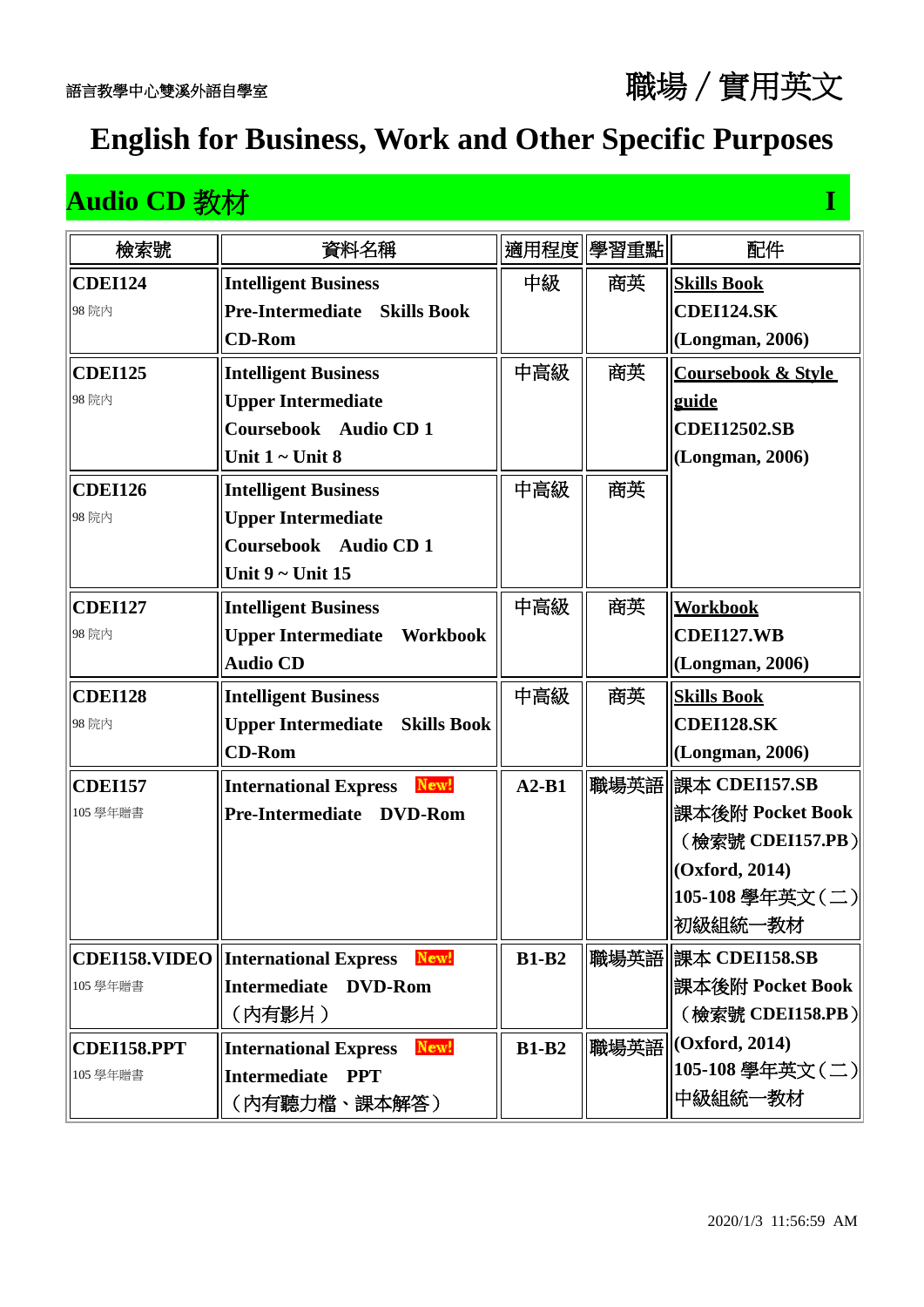語言教學中心雙溪外語自學室

# 職場／實用英文

# English for Business, Work and Other Specific Purposes

## Audio CD 教材 I

| 檢索號 | 資料名稱 | 適用程度 | 學習重點 | 配件 |
|---|---|---|---|---|
| **CDEI124** 98 院內 | **Intelligent Business Pre-Intermediate Skills Book CD-Rom** | 中級 | 商英 | **Skills Book CDEI124.SK (Longman, 2006)** |
| **CDEI125** 98 院內 | **Intelligent Business Upper Intermediate Coursebook Audio CD 1 Unit 1 ~ Unit 8** | 中高級 | 商英 | **Coursebook & Style guide CDEI12502.SB (Longman, 2006)** |
| **CDEI126** 98 院內 | **Intelligent Business Upper Intermediate Coursebook Audio CD 1 Unit 9 ~ Unit 15** | 中高級 | 商英 | |
| **CDEI127** 98 院內 | **Intelligent Business Upper Intermediate Workbook Audio CD** | 中高級 | 商英 | **Workbook CDEI127.WB (Longman, 2006)** |
| **CDEI128** 98 院內 | **Intelligent Business Upper Intermediate Skills Book CD-Rom** | 中高級 | 商英 | **Skills Book CDEI128.SK (Longman, 2006)** |
| **CDEI157** 105 學年贈書 | **International Express** New! **Pre-Intermediate DVD-Rom** | **A2-B1** | 職場英語 | 課本 **CDEI157.SB** 課本後附 **Pocket Book**（檢索號 **CDEI157.PB**）**(Oxford, 2014)** **105-108** 學年英文（二）初級組統一教材 |
| **CDEI158.VIDEO** 105 學年贈書 | **International Express** New! **Intermediate DVD-Rom**（內有影片） | **B1-B2** | 職場英語 | 課本 **CDEI158.SB** 課本後附 **Pocket Book**（檢索號 **CDEI158.PB**）**(Oxford, 2014)** **105-108** 學年英文（二）中級組統一教材 |
| **CDEI158.PPT** 105 學年贈書 | **International Express** New! **Intermediate PPT**（內有聽力檔、課本解答） | **B1-B2** | 職場英語 | |

2020/1/3 11:56:59 AM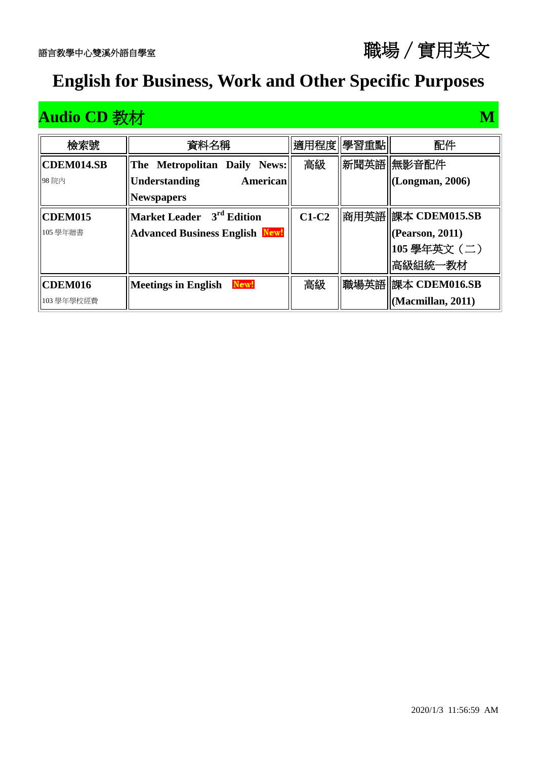語言教學中心雙溪外語自學室

# 職場／實用英文

# English for Business, Work and Other Specific Purposes

## Audio CD 教材 M

| 檢索號 | 資料名稱 | 適用程度 | 學習重點 | 配件 |
|---|---|---|---|---|
| **CDEM014.SB** 98 院內 | **The Metropolitan Daily News: Understanding American Newspapers** | 高級 | 新聞英語 | 無影音配件 **(Longman, 2006)** |
| **CDEM015** 105 學年贈書 | **Market Leader 3rd Edition Advanced Business English** New! | **C1-C2** | 商用英語 | 課本 **CDEM015.SB (Pearson, 2011)** **105** 學年英文（二）高級組統一教材 |
| **CDEM016** 103 學年學校經費 | **Meetings in English** New! | 高級 | 職場英語 | 課本 **CDEM016.SB (Macmillan, 2011)** |

2020/1/3 11:56:59 AM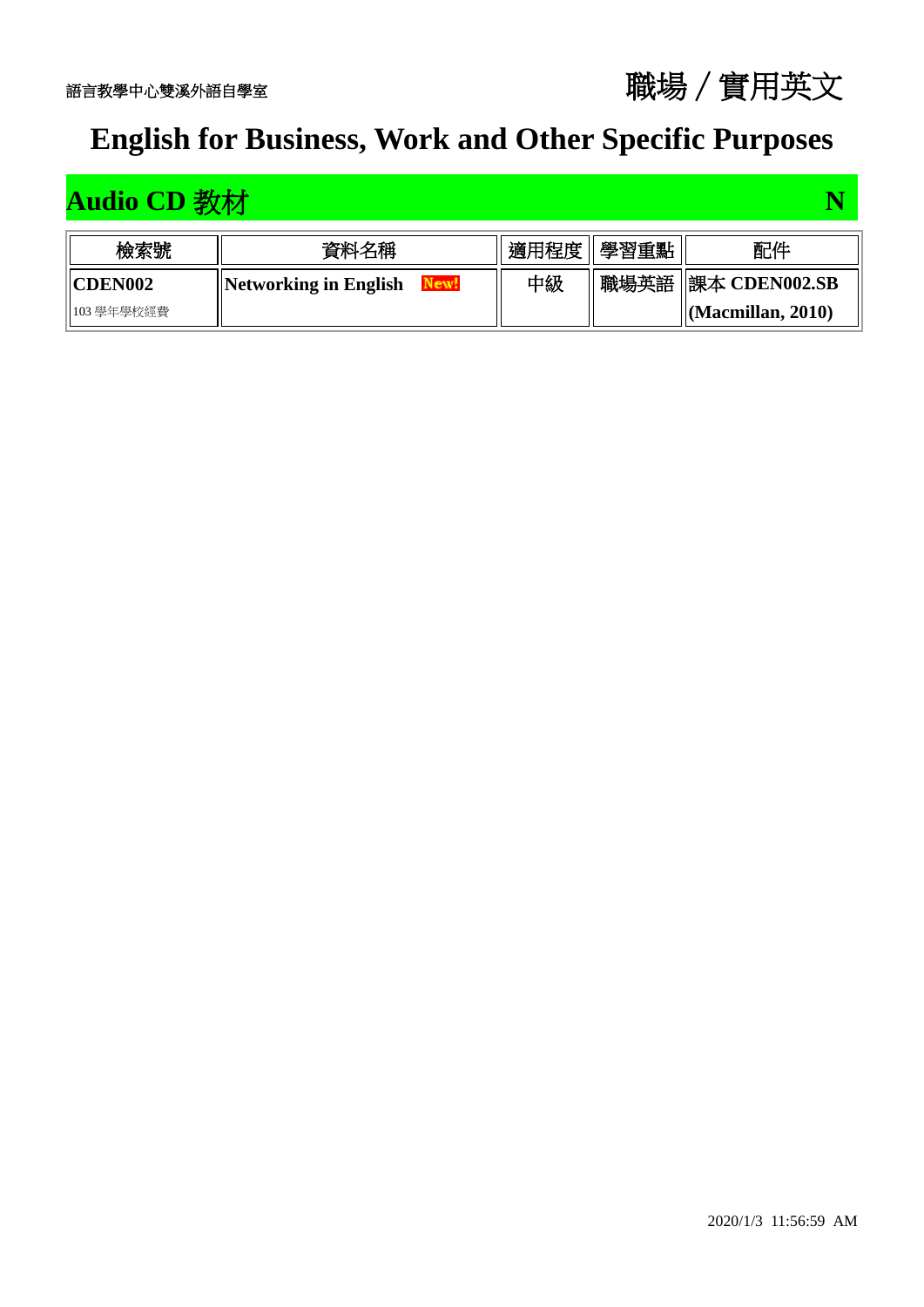語言教學中心雙溪外語自學室

# 職場／實用英文

# English for Business, Work and Other Specific Purposes

## Audio CD 教材 N

| 檢索號 | 資料名稱 | 適用程度 | 學習重點 | 配件 |
|---|---|---|---|---|
| **CDEN002** 103 學年學校經費 | **Networking in English** New! | 中級 | 職場英語 | 課本 **CDEN002.SB (Macmillan, 2010)** |

2020/1/3 11:56:59 AM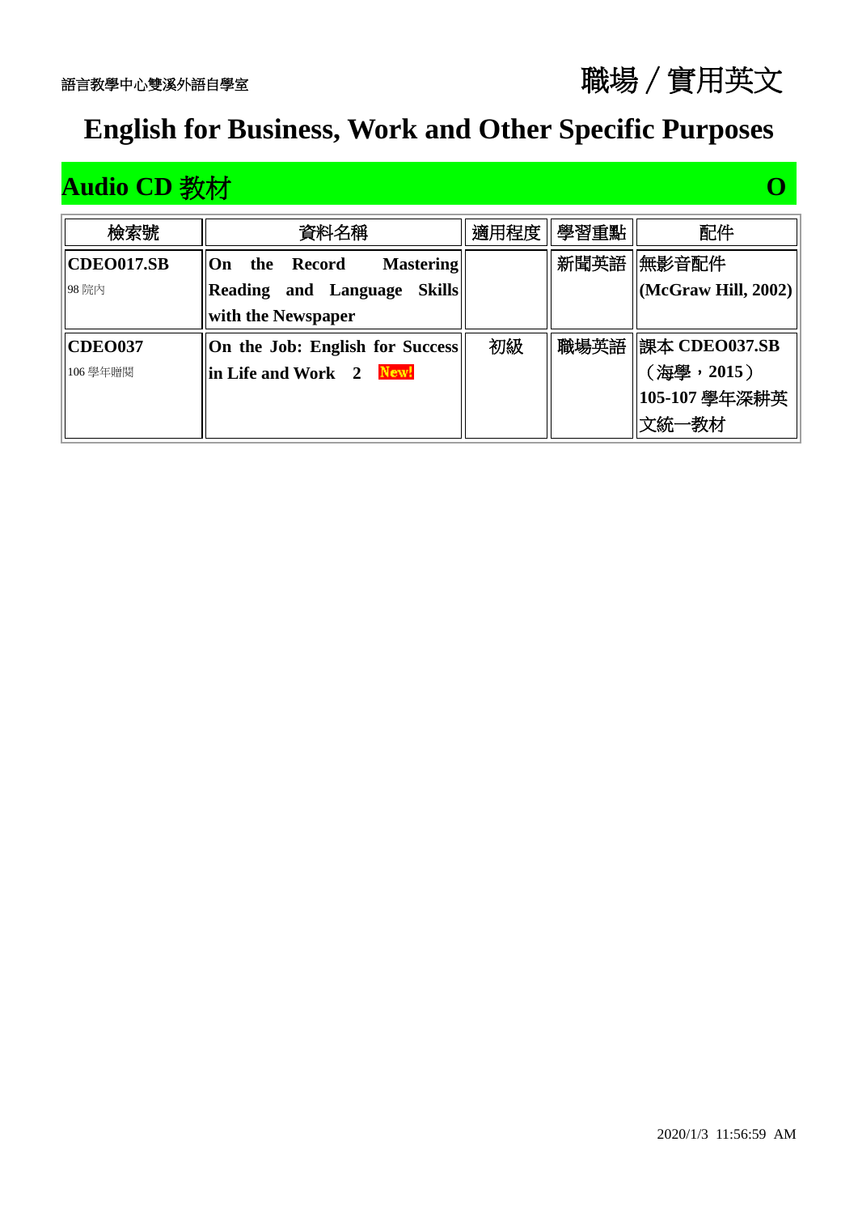語言教學中心雙溪外語自學室

職場／實用英文

# English for Business, Work and Other Specific Purposes

## Audio CD 教材 O

| 檢索號 | 資料名稱 | 適用程度 | 學習重點 | 配件 |
|---|---|---|---|---|
| **CDEO017.SB** 98 院內 | **On the Record Mastering Reading and Language Skills with the Newspaper** | | 新聞英語 | 無影音配件 **(McGraw Hill, 2002)** |
| **CDEO037** 106 學年贈閱 | **On the Job: English for Success in Life and Work 2** New! | 初級 | 職場英語 | 課本 **CDEO037.SB** （海學，**2015**） **105-107** 學年深耕英文統一教材 |

2020/1/3 11:56:59 AM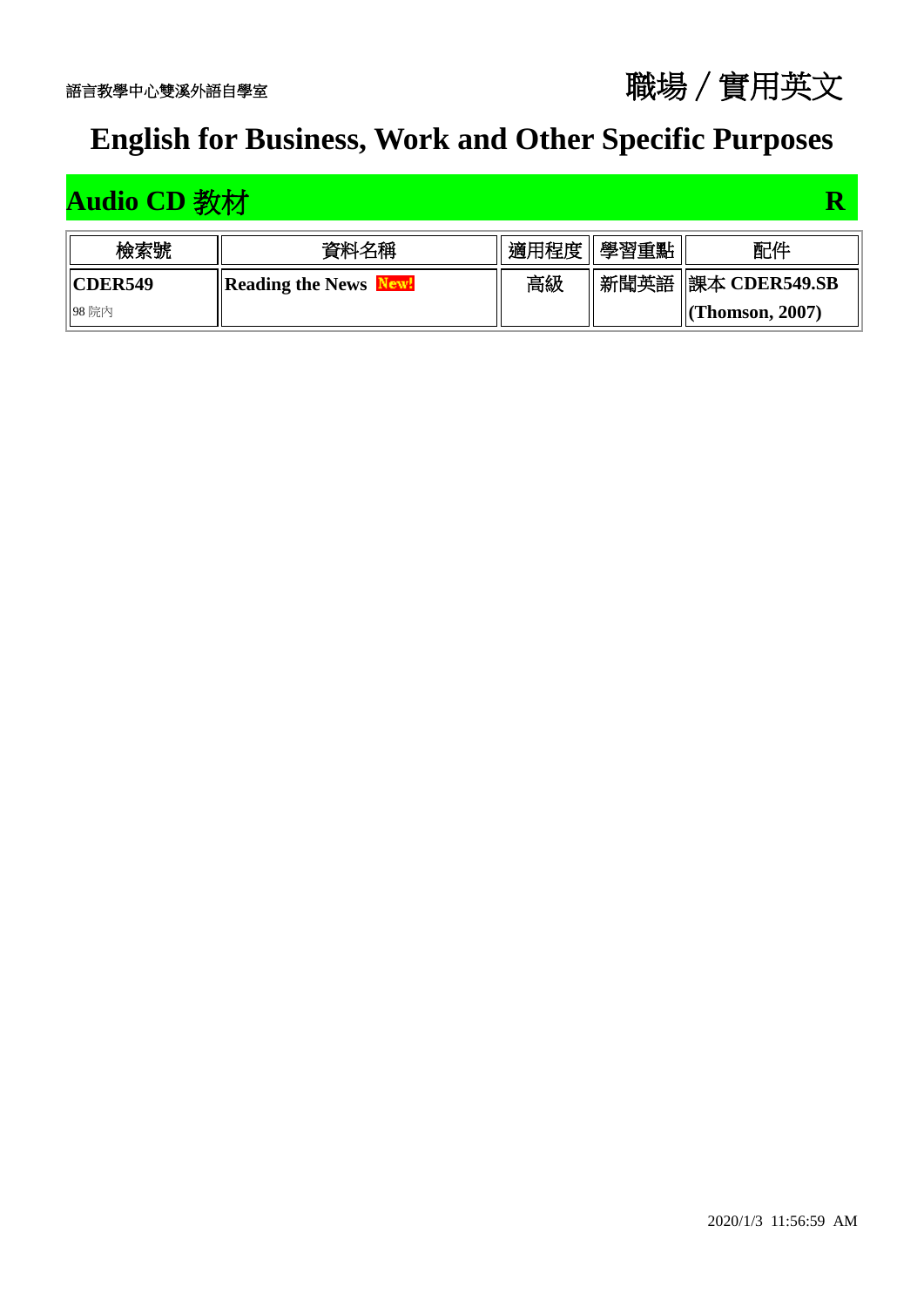語言教學中心雙溪外語自學室

職場／實用英文

# English for Business, Work and Other Specific Purposes

## Audio CD 教材 R

| 檢索號 | 資料名稱 | 適用程度 | 學習重點 | 配件 |
|---|---|---|---|---|
| **CDER549** 98 院內 | **Reading the News** New! | 高級 | 新聞英語 | 課本 **CDER549.SB (Thomson, 2007)** |

2020/1/3 11:56:59 AM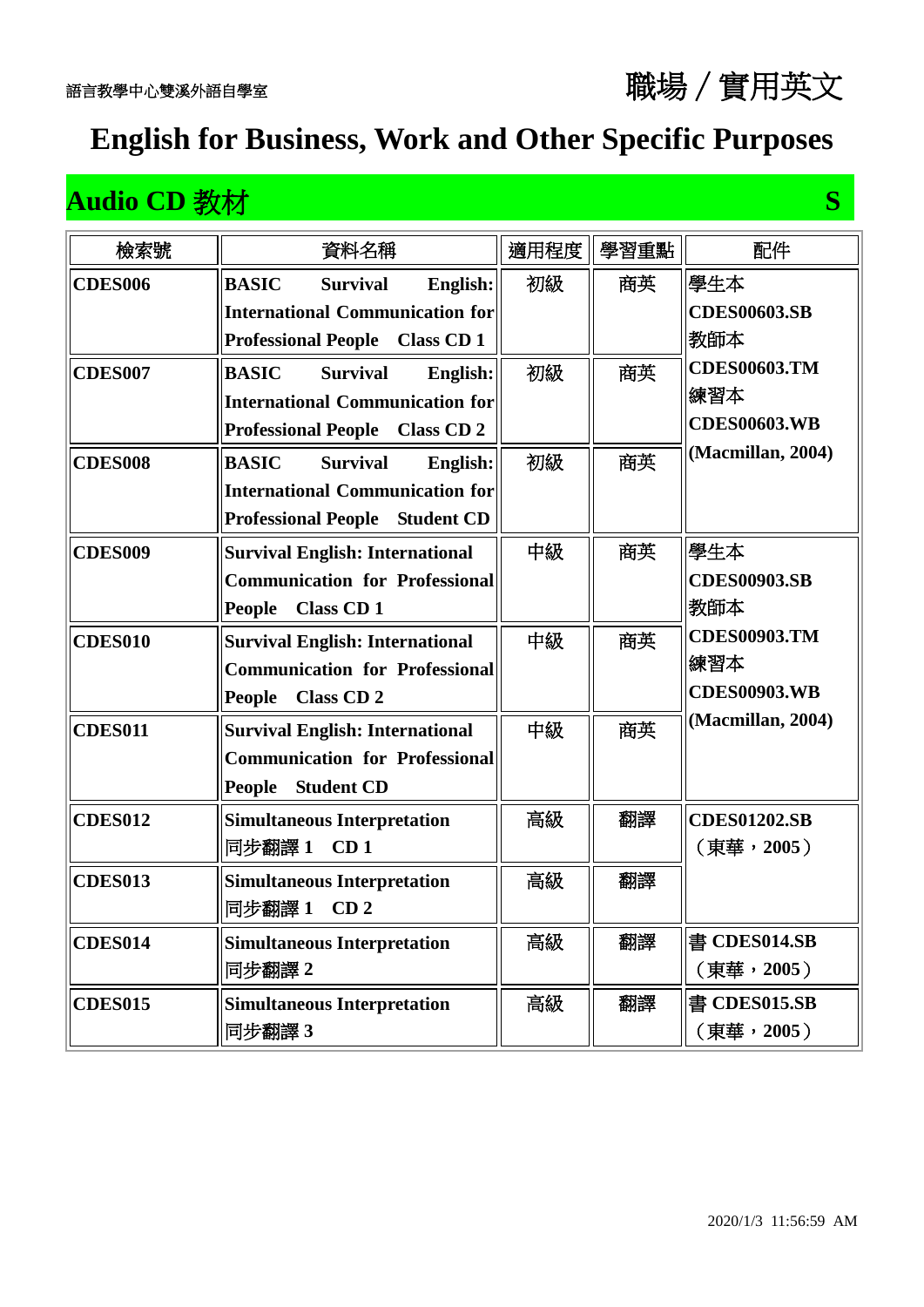語言教學中心雙溪外語自學室

職場／實用英文

# English for Business, Work and Other Specific Purposes

## Audio CD 教材 S

| 檢索號 | 資料名稱 | 適用程度 | 學習重點 | 配件 |
|---|---|---|---|---|
| **CDES006** | **BASIC Survival English: International Communication for Professional People Class CD 1** | 初級 | 商英 | 學生本 **CDES00603.SB** 教師本 **CDES00603.TM** 練習本 **CDES00603.WB** **(Macmillan, 2004)** |
| **CDES007** | **BASIC Survival English: International Communication for Professional People Class CD 2** | 初級 | 商英 | |
| **CDES008** | **BASIC Survival English: International Communication for Professional People Student CD** | 初級 | 商英 | |
| **CDES009** | **Survival English: International Communication for Professional People Class CD 1** | 中級 | 商英 | 學生本 **CDES00903.SB** 教師本 **CDES00903.TM** 練習本 **CDES00903.WB** **(Macmillan, 2004)** |
| **CDES010** | **Survival English: International Communication for Professional People Class CD 2** | 中級 | 商英 | |
| **CDES011** | **Survival English: International Communication for Professional People Student CD** | 中級 | 商英 | |
| **CDES012** | **Simultaneous Interpretation** 同步翻譯 **1 CD 1** | 高級 | 翻譯 | **CDES01202.SB** （東華，**2005**） |
| **CDES013** | **Simultaneous Interpretation** 同步翻譯 **1 CD 2** | 高級 | 翻譯 | |
| **CDES014** | **Simultaneous Interpretation** 同步翻譯 **2** | 高級 | 翻譯 | 書 **CDES014.SB** （東華，**2005**） |
| **CDES015** | **Simultaneous Interpretation** 同步翻譯 **3** | 高級 | 翻譯 | 書 **CDES015.SB** （東華，**2005**） |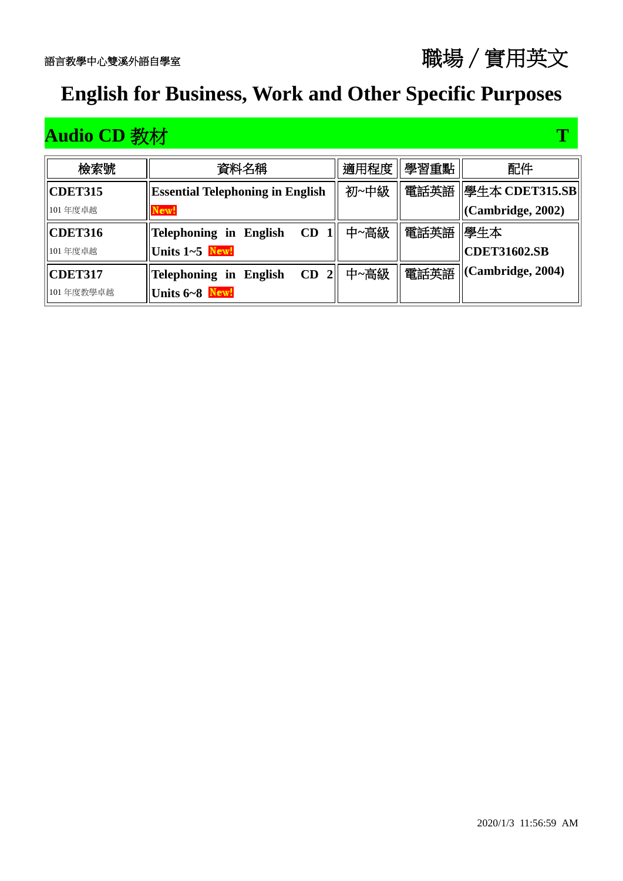語言教學中心雙溪外語自學室

# 職場／實用英文

# English for Business, Work and Other Specific Purposes

## Audio CD 教材 T

| 檢索號 | 資料名稱 | 適用程度 | 學習重點 | 配件 |
|---|---|---|---|---|
| **CDET315**<br>101 年度卓越 | **Essential Telephoning in English** New! | 初~中級 | 電話英語 | 學生本 **CDET315.SB (Cambridge, 2002)** |
| **CDET316**<br>101 年度卓越 | **Telephoning in English CD 1 Units 1~5** New! | 中~高級 | 電話英語 | 學生本 **CDET31602.SB (Cambridge, 2004)** |
| **CDET317**<br>101 年度教學卓越 | **Telephoning in English CD 2 Units 6~8** New! | 中~高級 | 電話英語 | |

2020/1/3 11:56:59 AM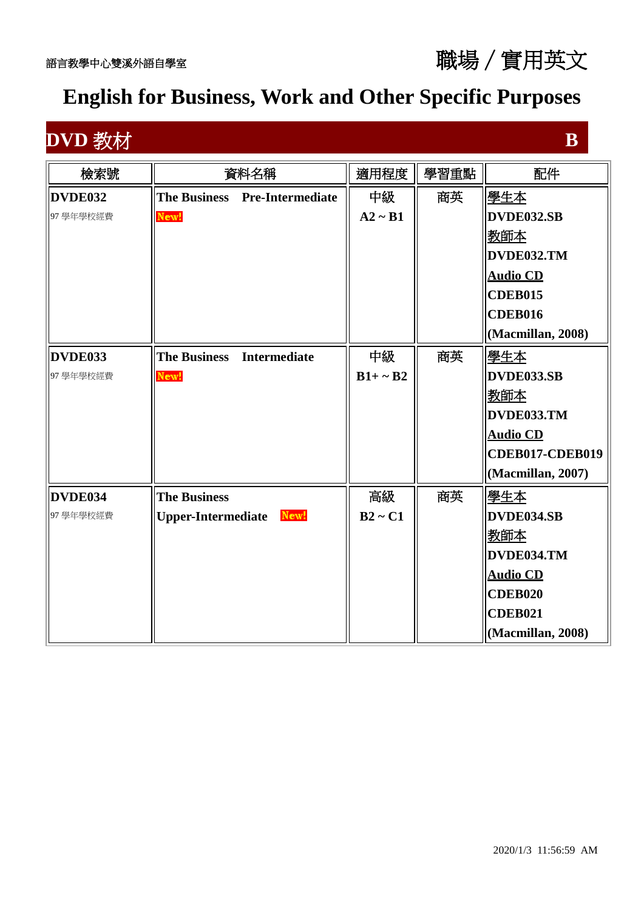語言教學中心雙溪外語自學室

# 職場／實用英文

# English for Business, Work and Other Specific Purposes

## DVD 教材 B

| 檢索號 | 資料名稱 | 適用程度 | 學習重點 | 配件 |
|---|---|---|---|---|
| **DVDE032**<br>97 學年學校經費 | **The Business Pre-Intermediate**<br>New! | 中級<br>**A2 ~ B1** | 商英 | 學生本<br>**DVDE032.SB**<br>教師本<br>**DVDE032.TM**<br>**Audio CD**<br>**CDEB015**<br>**CDEB016**<br>**(Macmillan, 2008)** |
| **DVDE033**<br>97 學年學校經費 | **The Business Intermediate**<br>New! | 中級<br>**B1+ ~ B2** | 商英 | 學生本<br>**DVDE033.SB**<br>教師本<br>**DVDE033.TM**<br>**Audio CD**<br>**CDEB017-CDEB019**<br>**(Macmillan, 2007)** |
| **DVDE034**<br>97 學年學校經費 | **The Business**<br>**Upper-Intermediate** New! | 高級<br>**B2 ~ C1** | 商英 | 學生本<br>**DVDE034.SB**<br>教師本<br>**DVDE034.TM**<br>**Audio CD**<br>**CDEB020**<br>**CDEB021**<br>**(Macmillan, 2008)** |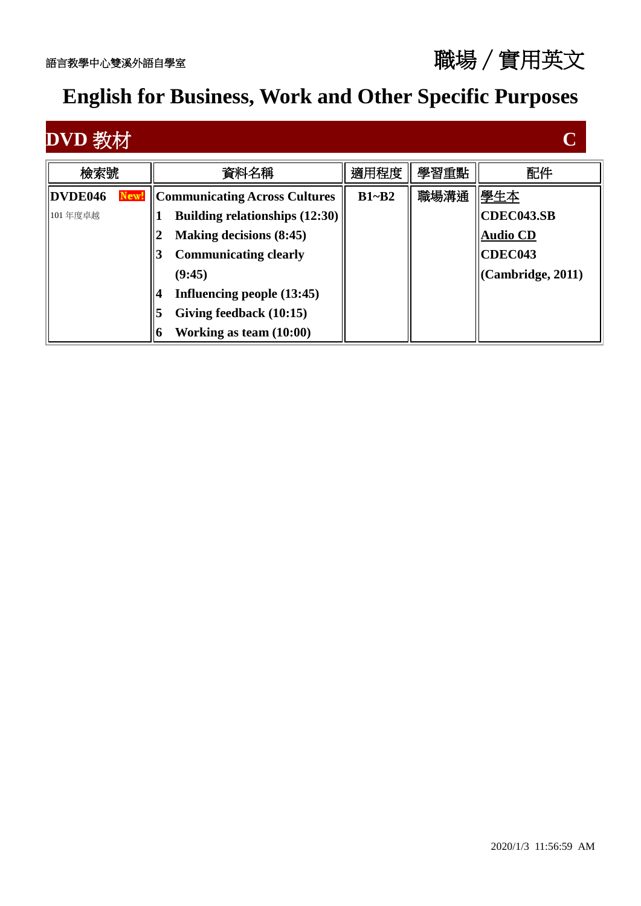語言教學中心雙溪外語自學室

# 職場／實用英文

# English for Business, Work and Other Specific Purposes

## DVD 教材 C

| 檢索號 | 資料名稱 | 適用程度 | 學習重點 | 配件 |
|---|---|---|---|---|
| **DVDE046** New!<br>101 年度卓越 | **Communicating Across Cultures**<br>**1 Building relationships (12:30)**<br>**2 Making decisions (8:45)**<br>**3 Communicating clearly (9:45)**<br>**4 Influencing people (13:45)**<br>**5 Giving feedback (10:15)**<br>**6 Working as team (10:00)** | **B1~B2** | 職場溝通 | 學生本<br>**CDEC043.SB**<br>**Audio CD**<br>**CDEC043**<br>**(Cambridge, 2011)** |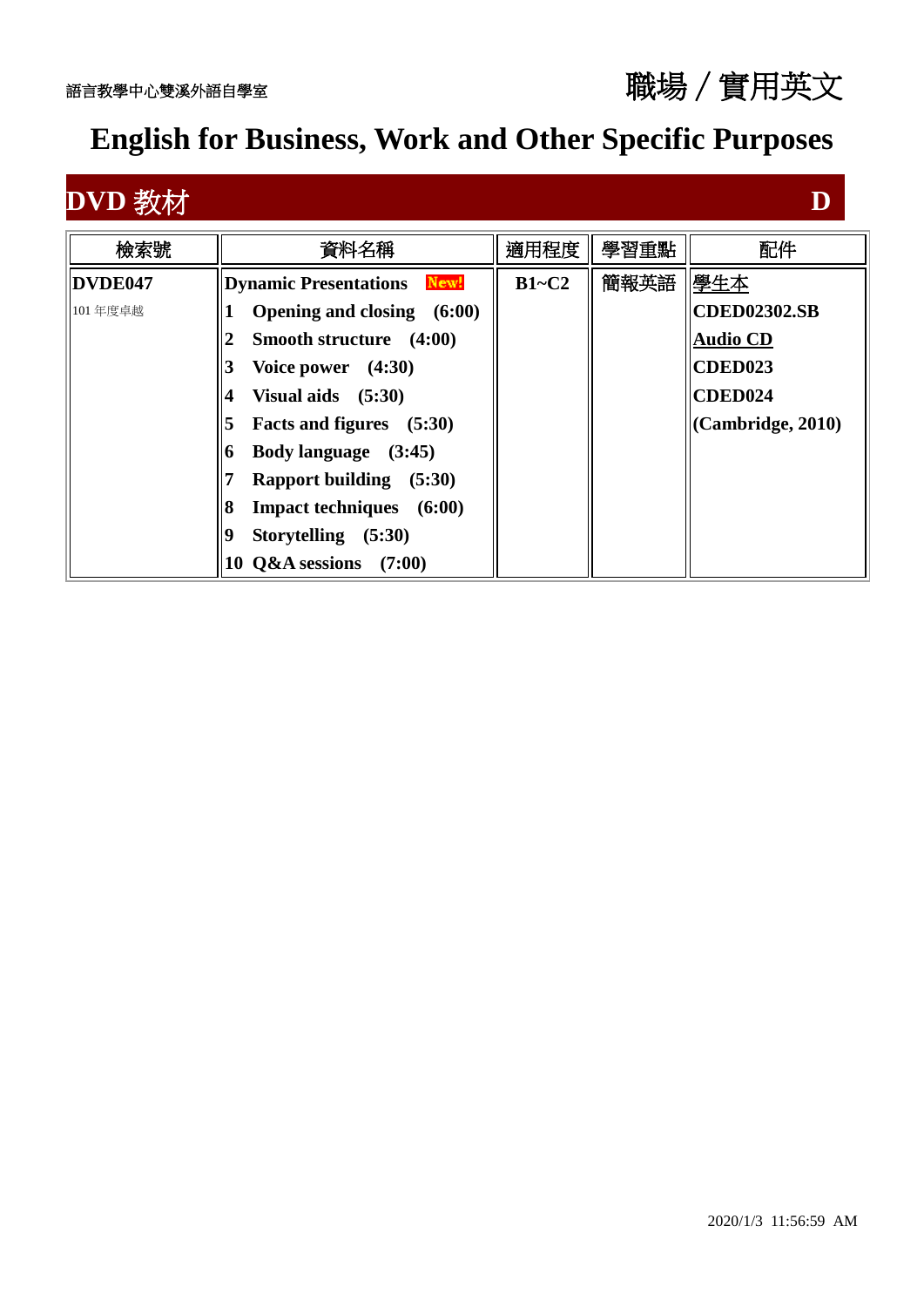語言教學中心雙溪外語自學室

職場／實用英文

# English for Business, Work and Other Specific Purposes

## DVD 教材 D

| 檢索號 | 資料名稱 | 適用程度 | 學習重點 | 配件 |
|---|---|---|---|---|
| **DVDE047**<br>101 年度卓越 | **Dynamic Presentations** New!<br>**1 Opening and closing (6:00)**<br>**2 Smooth structure (4:00)**<br>**3 Voice power (4:30)**<br>**4 Visual aids (5:30)**<br>**5 Facts and figures (5:30)**<br>**6 Body language (3:45)**<br>**7 Rapport building (5:30)**<br>**8 Impact techniques (6:00)**<br>**9 Storytelling (5:30)**<br>**10 Q&A sessions (7:00)** | **B1~C2** | 簡報英語 | 學生本<br>**CDED02302.SB**<br>**Audio CD**<br>**CDED023**<br>**CDED024**<br>**(Cambridge, 2010)** |

2020/1/3 11:56:59 AM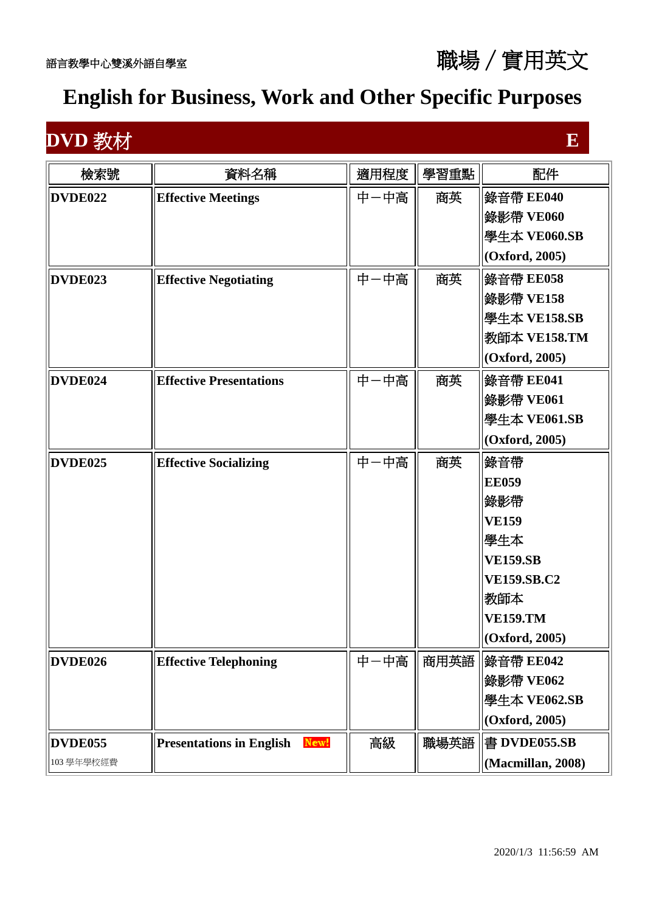語言教學中心雙溪外語自學室

# 職場／實用英文

# English for Business, Work and Other Specific Purposes

## DVD 教材 E

| 檢索號 | 資料名稱 | 適用程度 | 學習重點 | 配件 |
|---|---|---|---|---|
| **DVDE022** | **Effective Meetings** | 中－中高 | 商英 | **錄音帶 EE040**<br>**錄影帶 VE060**<br>**學生本 VE060.SB**<br>**(Oxford, 2005)** |
| **DVDE023** | **Effective Negotiating** | 中－中高 | 商英 | **錄音帶 EE058**<br>**錄影帶 VE158**<br>**學生本 VE158.SB**<br>**教師本 VE158.TM**<br>**(Oxford, 2005)** |
| **DVDE024** | **Effective Presentations** | 中－中高 | 商英 | **錄音帶 EE041**<br>**錄影帶 VE061**<br>**學生本 VE061.SB**<br>**(Oxford, 2005)** |
| **DVDE025** | **Effective Socializing** | 中－中高 | 商英 | **錄音帶**<br>**EE059**<br>**錄影帶**<br>**VE159**<br>**學生本**<br>**VE159.SB**<br>**VE159.SB.C2**<br>**教師本**<br>**VE159.TM**<br>**(Oxford, 2005)** |
| **DVDE026** | **Effective Telephoning** | 中－中高 | 商用英語 | **錄音帶 EE042**<br>**錄影帶 VE062**<br>**學生本 VE062.SB**<br>**(Oxford, 2005)** |
| **DVDE055**<br>103 學年學校經費 | **Presentations in English** New! | 高級 | 職場英語 | **書 DVDE055.SB**<br>**(Macmillan, 2008)** |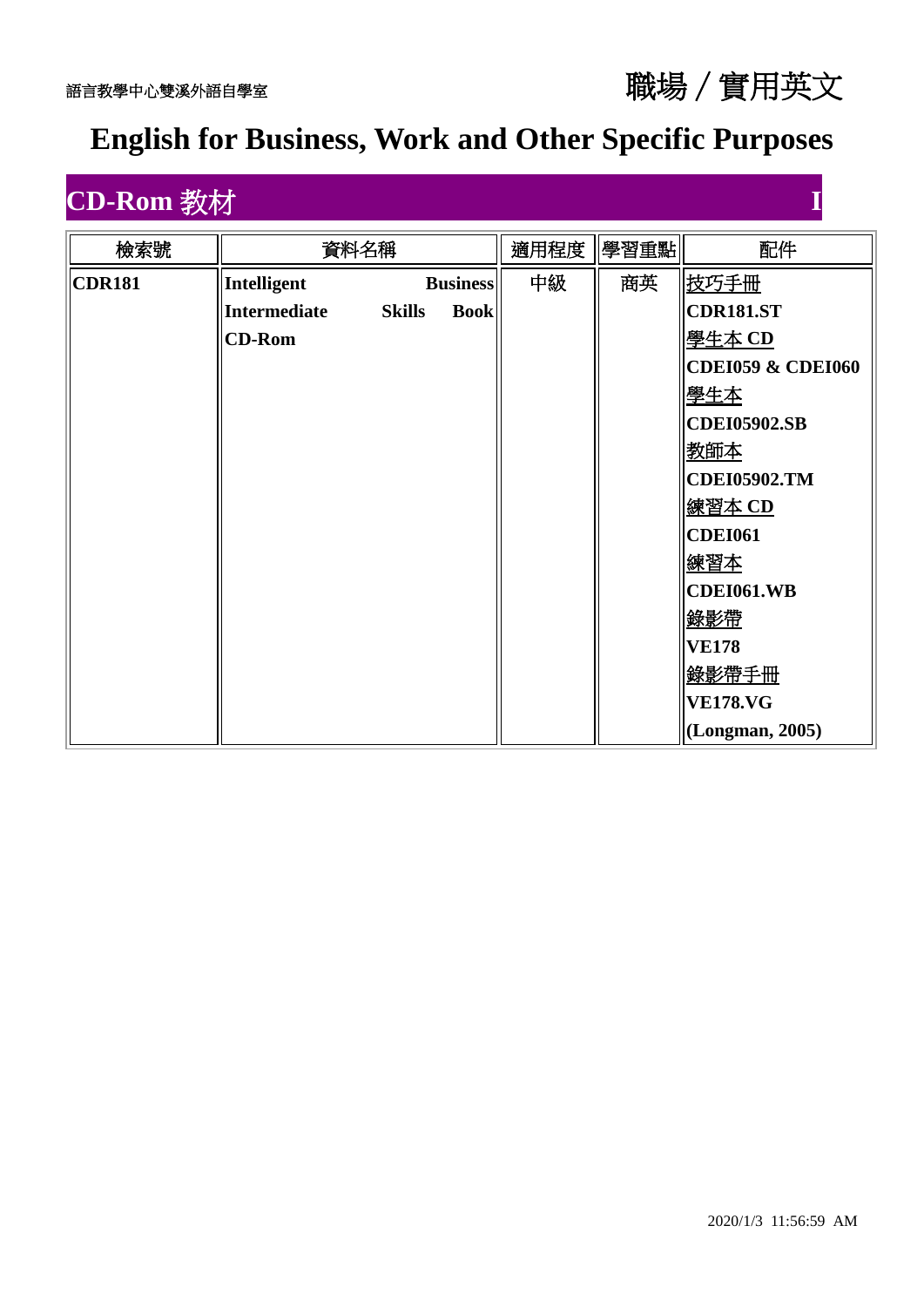# English for Business, Work and Other Specific Purposes

## CD-Rom 教材 I

| 檢索號 | 資料名稱 | 適用程度 | 學習重點 | 配件 |
|---|---|---|---|---|
| **CDR181** | **Intelligent Business Intermediate Skills Book CD-Rom** | 中級 | 商英 | 技巧手冊 **CDR181.ST** 學生本 CD **CDEI059 & CDEI060** 學生本 **CDEI05902.SB** 教師本 **CDEI05902.TM** 練習本 CD **CDEI061** 練習本 **CDEI061.WB** 錄影帶 **VE178** 錄影帶手冊 **VE178.VG** **(Longman, 2005)** |